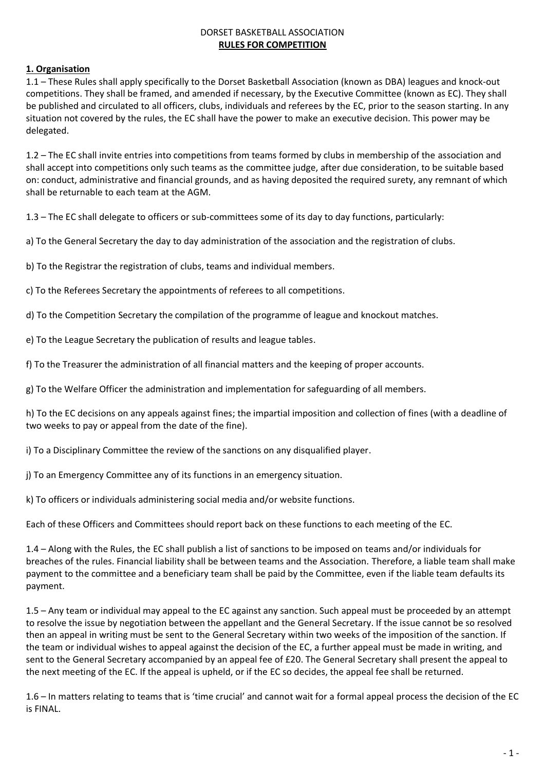DORSET BASKETBALL ASSOCIATION

# RULES FOR COMPETITION

## 1. Organisation

1.1 – These Rules shall apply specifically to the Dorset Basketball Association (known as DBA) leagues and knock-out competitions. They shall be framed, and amended if necessary, by the Executive Committee (known as EC). They shall be published and circulated to all officers, clubs, individuals and referees by the EC, prior to the season starting. In any situation not covered by the rules, the EC shall have the power to make an executive decision. This power may be delegated.

1.2 – The EC shall invite entries into competitions from teams formed by clubs in membership of the association and shall accept into competitions only such teams as the committee judge, after due consideration, to be suitable based on: conduct, administrative and financial grounds, and as having deposited the required surety, any remnant of which shall be returnable to each team at the AGM.

1.3 – The EC shall delegate to officers or sub-committees some of its day to day functions, particularly:

a) To the General Secretary the day to day administration of the association and the registration of clubs.

b) To the Registrar the registration of clubs, teams and individual members.

c) To the Referees Secretary the appointments of referees to all competitions.

d) To the Competition Secretary the compilation of the programme of league and knockout matches.

e) To the League Secretary the publication of results and league tables.

f) To the Treasurer the administration of all financial matters and the keeping of proper accounts.

g) To the Welfare Officer the administration and implementation for safeguarding of all members.

h) To the EC decisions on any appeals against fines; the impartial imposition and collection of fines (with a deadline of two weeks to pay or appeal from the date of the fine).

i) To a Disciplinary Committee the review of the sanctions on any disqualified player.

j) To an Emergency Committee any of its functions in an emergency situation.

k) To officers or individuals administering social media and/or website functions.

Each of these Officers and Committees should report back on these functions to each meeting of the EC.

1.4 – Along with the Rules, the EC shall publish a list of sanctions to be imposed on teams and/or individuals for breaches of the rules. Financial liability shall be between teams and the Association. Therefore, a liable team shall make payment to the committee and a beneficiary team shall be paid by the Committee, even if the liable team defaults its payment.

1.5 – Any team or individual may appeal to the EC against any sanction. Such appeal must be proceeded by an attempt to resolve the issue by negotiation between the appellant and the General Secretary. If the issue cannot be so resolved then an appeal in writing must be sent to the General Secretary within two weeks of the imposition of the sanction. If the team or individual wishes to appeal against the decision of the EC, a further appeal must be made in writing, and sent to the General Secretary accompanied by an appeal fee of £20. The General Secretary shall present the appeal to the next meeting of the EC. If the appeal is upheld, or if the EC so decides, the appeal fee shall be returned.

1.6 – In matters relating to teams that is 'time crucial' and cannot wait for a formal appeal process the decision of the EC is FINAL.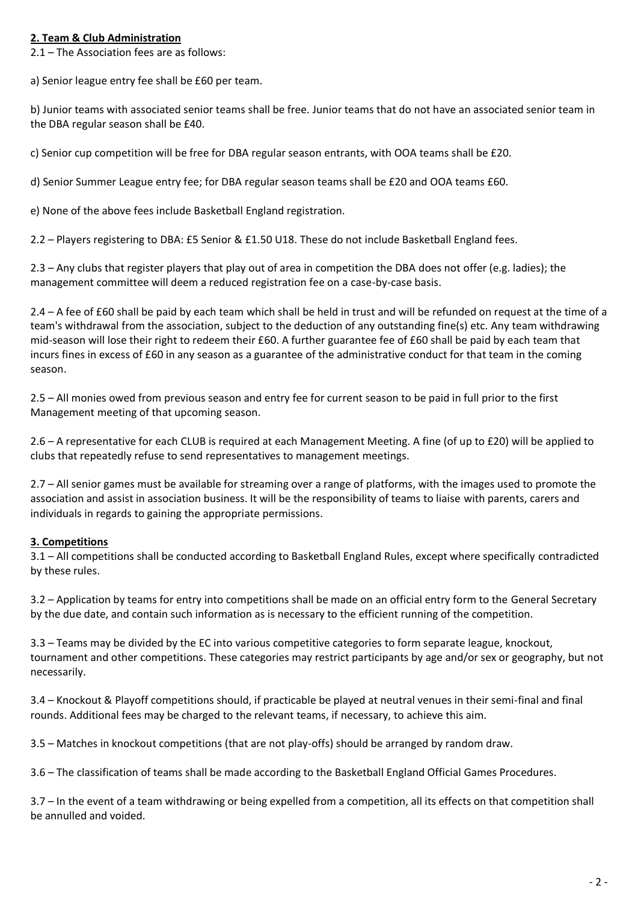**2. Team & Club Administration**

2.1 – The Association fees are as follows:

a) Senior league entry fee shall be £60 per team.

b) Junior teams with associated senior teams shall be free. Junior teams that do not have an associated senior team in the DBA regular season shall be £40.

c) Senior cup competition will be free for DBA regular season entrants, with OOA teams shall be £20.

d) Senior Summer League entry fee; for DBA regular season teams shall be £20 and OOA teams £60.

e) None of the above fees include Basketball England registration.

2.2 – Players registering to DBA: £5 Senior & £1.50 U18. These do not include Basketball England fees.

2.3 – Any clubs that register players that play out of area in competition the DBA does not offer (e.g. ladies); the management committee will deem a reduced registration fee on a case-by-case basis.

2.4 – A fee of £60 shall be paid by each team which shall be held in trust and will be refunded on request at the time of a team's withdrawal from the association, subject to the deduction of any outstanding fine(s) etc. Any team withdrawing mid-season will lose their right to redeem their £60. A further guarantee fee of £60 shall be paid by each team that incurs fines in excess of £60 in any season as a guarantee of the administrative conduct for that team in the coming season.

2.5 – All monies owed from previous season and entry fee for current season to be paid in full prior to the first Management meeting of that upcoming season.

2.6 – A representative for each CLUB is required at each Management Meeting. A fine (of up to £20) will be applied to clubs that repeatedly refuse to send representatives to management meetings.

2.7 – All senior games must be available for streaming over a range of platforms, with the images used to promote the association and assist in association business. It will be the responsibility of teams to liaise with parents, carers and individuals in regards to gaining the appropriate permissions.

**3. Competitions**

3.1 – All competitions shall be conducted according to Basketball England Rules, except where specifically contradicted by these rules.

3.2 – Application by teams for entry into competitions shall be made on an official entry form to the General Secretary by the due date, and contain such information as is necessary to the efficient running of the competition.

3.3 – Teams may be divided by the EC into various competitive categories to form separate league, knockout, tournament and other competitions. These categories may restrict participants by age and/or sex or geography, but not necessarily.

3.4 – Knockout & Playoff competitions should, if practicable be played at neutral venues in their semi-final and final rounds. Additional fees may be charged to the relevant teams, if necessary, to achieve this aim.

3.5 – Matches in knockout competitions (that are not play-offs) should be arranged by random draw.

3.6 – The classification of teams shall be made according to the Basketball England Official Games Procedures.

3.7 – In the event of a team withdrawing or being expelled from a competition, all its effects on that competition shall be annulled and voided.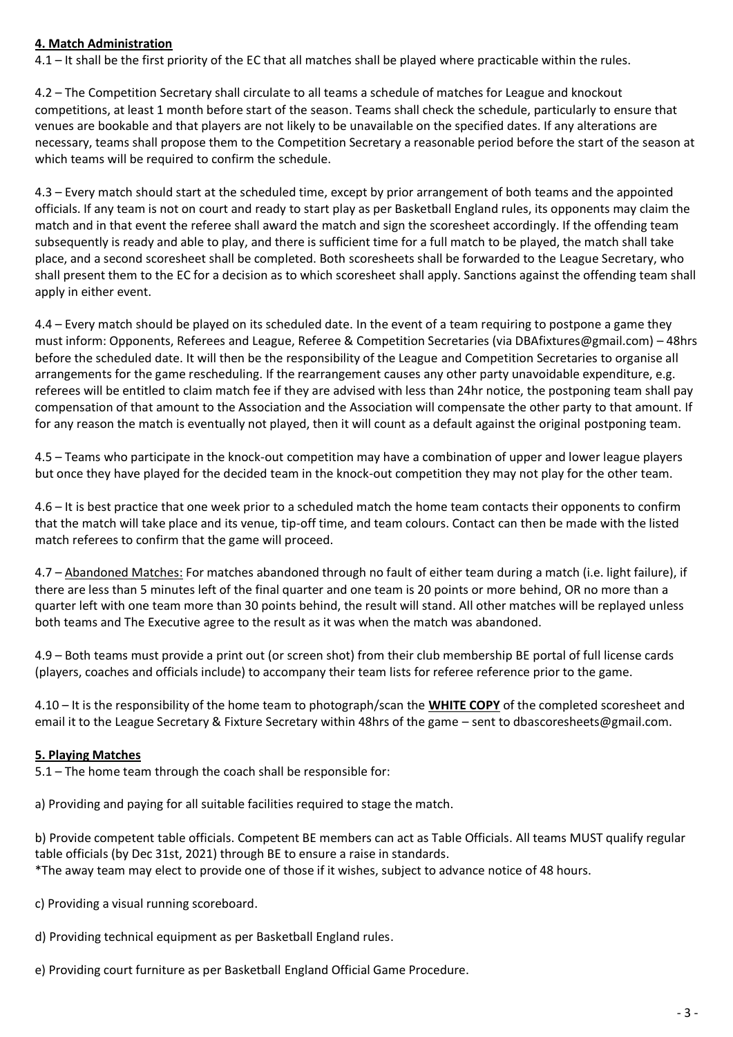**4. Match Administration**

4.1 – It shall be the first priority of the EC that all matches shall be played where practicable within the rules.

4.2 – The Competition Secretary shall circulate to all teams a schedule of matches for League and knockout competitions, at least 1 month before start of the season. Teams shall check the schedule, particularly to ensure that venues are bookable and that players are not likely to be unavailable on the specified dates. If any alterations are necessary, teams shall propose them to the Competition Secretary a reasonable period before the start of the season at which teams will be required to confirm the schedule.

4.3 – Every match should start at the scheduled time, except by prior arrangement of both teams and the appointed officials. If any team is not on court and ready to start play as per Basketball England rules, its opponents may claim the match and in that event the referee shall award the match and sign the scoresheet accordingly. If the offending team subsequently is ready and able to play, and there is sufficient time for a full match to be played, the match shall take place, and a second scoresheet shall be completed. Both scoresheets shall be forwarded to the League Secretary, who shall present them to the EC for a decision as to which scoresheet shall apply. Sanctions against the offending team shall apply in either event.

4.4 – Every match should be played on its scheduled date. In the event of a team requiring to postpone a game they must inform: Opponents, Referees and League, Referee & Competition Secretaries (via DBAfixtures@gmail.com) – 48hrs before the scheduled date. It will then be the responsibility of the League and Competition Secretaries to organise all arrangements for the game rescheduling. If the rearrangement causes any other party unavoidable expenditure, e.g. referees will be entitled to claim match fee if they are advised with less than 24hr notice, the postponing team shall pay compensation of that amount to the Association and the Association will compensate the other party to that amount. If for any reason the match is eventually not played, then it will count as a default against the original postponing team.

4.5 – Teams who participate in the knock-out competition may have a combination of upper and lower league players but once they have played for the decided team in the knock-out competition they may not play for the other team.

4.6 – It is best practice that one week prior to a scheduled match the home team contacts their opponents to confirm that the match will take place and its venue, tip-off time, and team colours. Contact can then be made with the listed match referees to confirm that the game will proceed.

4.7 – Abandoned Matches: For matches abandoned through no fault of either team during a match (i.e. light failure), if there are less than 5 minutes left of the final quarter and one team is 20 points or more behind, OR no more than a quarter left with one team more than 30 points behind, the result will stand. All other matches will be replayed unless both teams and The Executive agree to the result as it was when the match was abandoned.

4.9 – Both teams must provide a print out (or screen shot) from their club membership BE portal of full license cards (players, coaches and officials include) to accompany their team lists for referee reference prior to the game.

4.10 – It is the responsibility of the home team to photograph/scan the **WHITE COPY** of the completed scoresheet and email it to the League Secretary & Fixture Secretary within 48hrs of the game – sent to dbascoresheets@gmail.com.

**5. Playing Matches**

5.1 – The home team through the coach shall be responsible for:

a) Providing and paying for all suitable facilities required to stage the match.

b) Provide competent table officials. Competent BE members can act as Table Officials. All teams MUST qualify regular table officials (by Dec 31st, 2021) through BE to ensure a raise in standards.
*The away team may elect to provide one of those if it wishes, subject to advance notice of 48 hours.

c) Providing a visual running scoreboard.

d) Providing technical equipment as per Basketball England rules.

e) Providing court furniture as per Basketball England Official Game Procedure.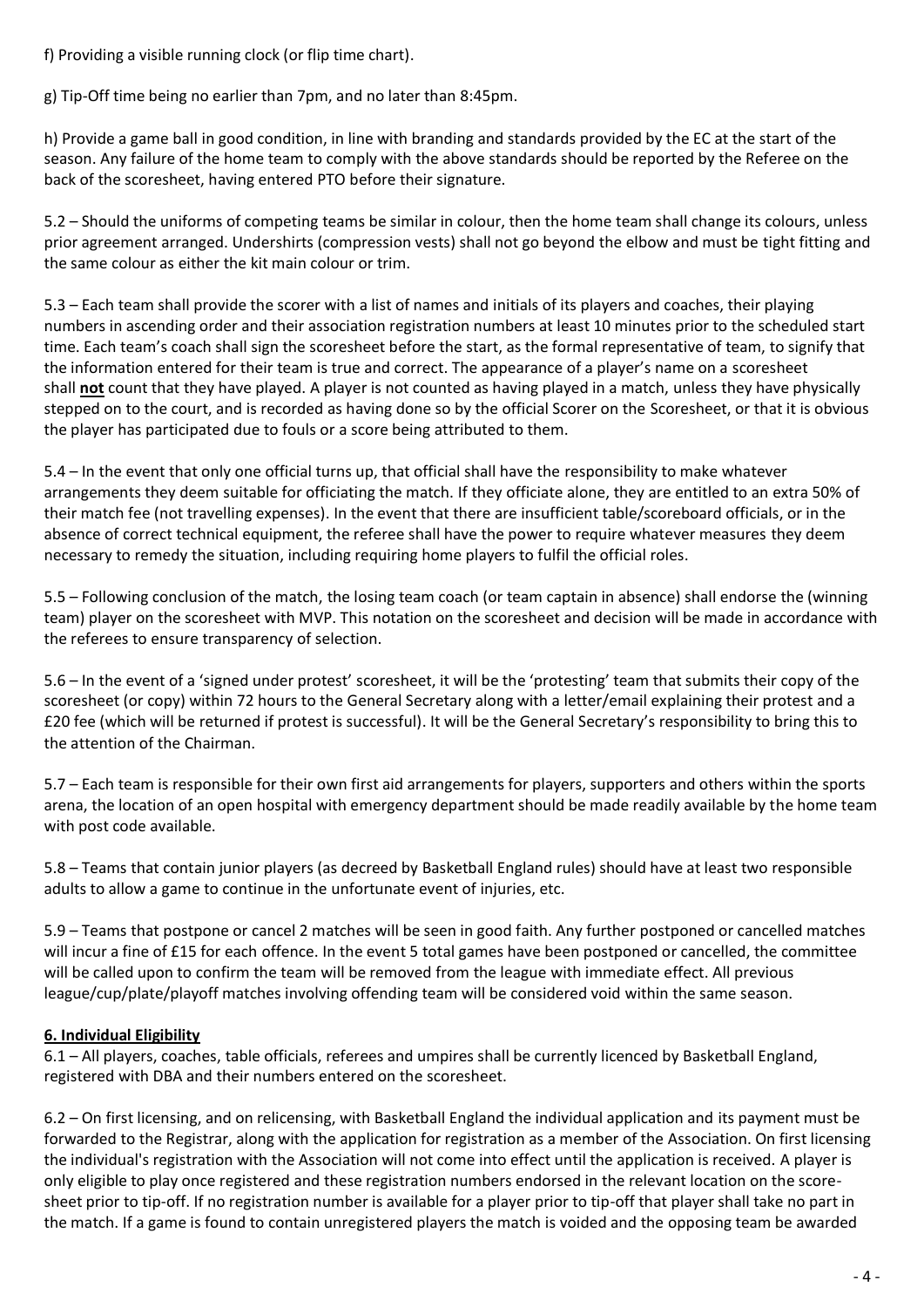f) Providing a visible running clock (or flip time chart).

g) Tip-Off time being no earlier than 7pm, and no later than 8:45pm.

h) Provide a game ball in good condition, in line with branding and standards provided by the EC at the start of the season. Any failure of the home team to comply with the above standards should be reported by the Referee on the back of the scoresheet, having entered PTO before their signature.

5.2 – Should the uniforms of competing teams be similar in colour, then the home team shall change its colours, unless prior agreement arranged. Undershirts (compression vests) shall not go beyond the elbow and must be tight fitting and the same colour as either the kit main colour or trim.

5.3 – Each team shall provide the scorer with a list of names and initials of its players and coaches, their playing numbers in ascending order and their association registration numbers at least 10 minutes prior to the scheduled start time. Each team's coach shall sign the scoresheet before the start, as the formal representative of team, to signify that the information entered for their team is true and correct. The appearance of a player's name on a scoresheet shall **not** count that they have played. A player is not counted as having played in a match, unless they have physically stepped on to the court, and is recorded as having done so by the official Scorer on the Scoresheet, or that it is obvious the player has participated due to fouls or a score being attributed to them.

5.4 – In the event that only one official turns up, that official shall have the responsibility to make whatever arrangements they deem suitable for officiating the match. If they officiate alone, they are entitled to an extra 50% of their match fee (not travelling expenses). In the event that there are insufficient table/scoreboard officials, or in the absence of correct technical equipment, the referee shall have the power to require whatever measures they deem necessary to remedy the situation, including requiring home players to fulfil the official roles.

5.5 – Following conclusion of the match, the losing team coach (or team captain in absence) shall endorse the (winning team) player on the scoresheet with MVP. This notation on the scoresheet and decision will be made in accordance with the referees to ensure transparency of selection.

5.6 – In the event of a 'signed under protest' scoresheet, it will be the 'protesting' team that submits their copy of the scoresheet (or copy) within 72 hours to the General Secretary along with a letter/email explaining their protest and a £20 fee (which will be returned if protest is successful). It will be the General Secretary's responsibility to bring this to the attention of the Chairman.

5.7 – Each team is responsible for their own first aid arrangements for players, supporters and others within the sports arena, the location of an open hospital with emergency department should be made readily available by the home team with post code available.

5.8 – Teams that contain junior players (as decreed by Basketball England rules) should have at least two responsible adults to allow a game to continue in the unfortunate event of injuries, etc.

5.9 – Teams that postpone or cancel 2 matches will be seen in good faith. Any further postponed or cancelled matches will incur a fine of £15 for each offence. In the event 5 total games have been postponed or cancelled, the committee will be called upon to confirm the team will be removed from the league with immediate effect. All previous league/cup/plate/playoff matches involving offending team will be considered void within the same season.

## 6. Individual Eligibility

6.1 – All players, coaches, table officials, referees and umpires shall be currently licenced by Basketball England, registered with DBA and their numbers entered on the scoresheet.

6.2 – On first licensing, and on relicensing, with Basketball England the individual application and its payment must be forwarded to the Registrar, along with the application for registration as a member of the Association. On first licensing the individual's registration with the Association will not come into effect until the application is received. A player is only eligible to play once registered and these registration numbers endorsed in the relevant location on the score-sheet prior to tip-off. If no registration number is available for a player prior to tip-off that player shall take no part in the match. If a game is found to contain unregistered players the match is voided and the opposing team be awarded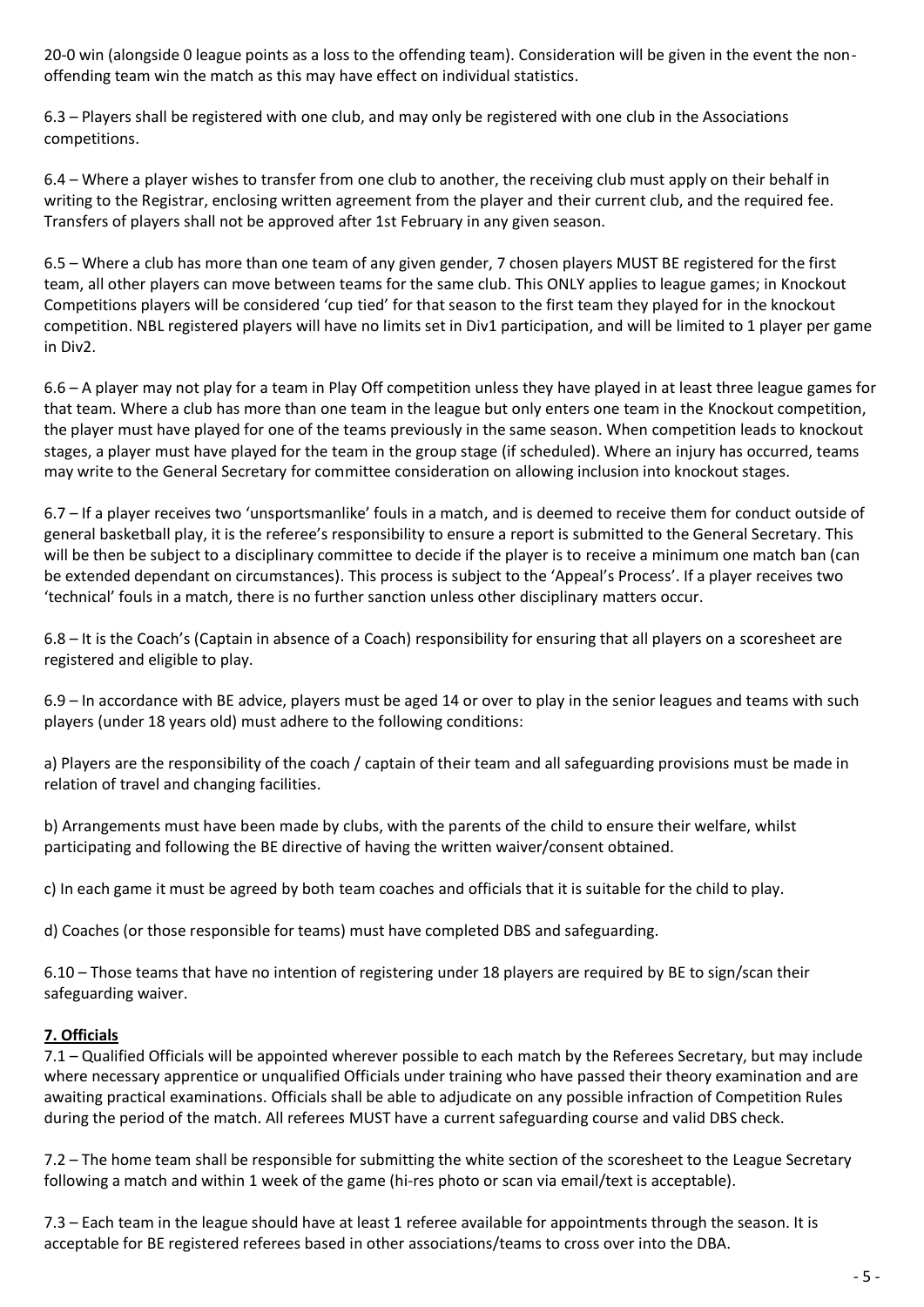20-0 win (alongside 0 league points as a loss to the offending team). Consideration will be given in the event the non-offending team win the match as this may have effect on individual statistics.

6.3 – Players shall be registered with one club, and may only be registered with one club in the Associations competitions.

6.4 – Where a player wishes to transfer from one club to another, the receiving club must apply on their behalf in writing to the Registrar, enclosing written agreement from the player and their current club, and the required fee. Transfers of players shall not be approved after 1st February in any given season.

6.5 – Where a club has more than one team of any given gender, 7 chosen players MUST BE registered for the first team, all other players can move between teams for the same club. This ONLY applies to league games; in Knockout Competitions players will be considered 'cup tied' for that season to the first team they played for in the knockout competition. NBL registered players will have no limits set in Div1 participation, and will be limited to 1 player per game in Div2.

6.6 – A player may not play for a team in Play Off competition unless they have played in at least three league games for that team. Where a club has more than one team in the league but only enters one team in the Knockout competition, the player must have played for one of the teams previously in the same season. When competition leads to knockout stages, a player must have played for the team in the group stage (if scheduled). Where an injury has occurred, teams may write to the General Secretary for committee consideration on allowing inclusion into knockout stages.

6.7 – If a player receives two 'unsportsmanlike' fouls in a match, and is deemed to receive them for conduct outside of general basketball play, it is the referee's responsibility to ensure a report is submitted to the General Secretary. This will be then be subject to a disciplinary committee to decide if the player is to receive a minimum one match ban (can be extended dependant on circumstances). This process is subject to the 'Appeal's Process'. If a player receives two 'technical' fouls in a match, there is no further sanction unless other disciplinary matters occur.

6.8 – It is the Coach's (Captain in absence of a Coach) responsibility for ensuring that all players on a scoresheet are registered and eligible to play.

6.9 – In accordance with BE advice, players must be aged 14 or over to play in the senior leagues and teams with such players (under 18 years old) must adhere to the following conditions:

a) Players are the responsibility of the coach / captain of their team and all safeguarding provisions must be made in relation of travel and changing facilities.

b) Arrangements must have been made by clubs, with the parents of the child to ensure their welfare, whilst participating and following the BE directive of having the written waiver/consent obtained.

c) In each game it must be agreed by both team coaches and officials that it is suitable for the child to play.

d) Coaches (or those responsible for teams) must have completed DBS and safeguarding.

6.10 – Those teams that have no intention of registering under 18 players are required by BE to sign/scan their safeguarding waiver.

## 7. Officials

7.1 – Qualified Officials will be appointed wherever possible to each match by the Referees Secretary, but may include where necessary apprentice or unqualified Officials under training who have passed their theory examination and are awaiting practical examinations. Officials shall be able to adjudicate on any possible infraction of Competition Rules during the period of the match. All referees MUST have a current safeguarding course and valid DBS check.

7.2 – The home team shall be responsible for submitting the white section of the scoresheet to the League Secretary following a match and within 1 week of the game (hi-res photo or scan via email/text is acceptable).

7.3 – Each team in the league should have at least 1 referee available for appointments through the season. It is acceptable for BE registered referees based in other associations/teams to cross over into the DBA.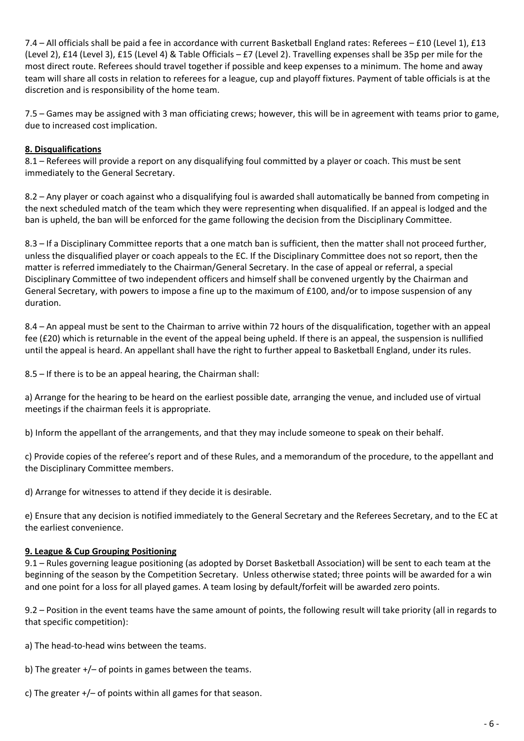7.4 – All officials shall be paid a fee in accordance with current Basketball England rates: Referees – £10 (Level 1), £13 (Level 2), £14 (Level 3), £15 (Level 4) & Table Officials – £7 (Level 2). Travelling expenses shall be 35p per mile for the most direct route. Referees should travel together if possible and keep expenses to a minimum. The home and away team will share all costs in relation to referees for a league, cup and playoff fixtures. Payment of table officials is at the discretion and is responsibility of the home team.

7.5 – Games may be assigned with 3 man officiating crews; however, this will be in agreement with teams prior to game, due to increased cost implication.

## 8. Disqualifications

8.1 – Referees will provide a report on any disqualifying foul committed by a player or coach. This must be sent immediately to the General Secretary.

8.2 – Any player or coach against who a disqualifying foul is awarded shall automatically be banned from competing in the next scheduled match of the team which they were representing when disqualified. If an appeal is lodged and the ban is upheld, the ban will be enforced for the game following the decision from the Disciplinary Committee.

8.3 – If a Disciplinary Committee reports that a one match ban is sufficient, then the matter shall not proceed further, unless the disqualified player or coach appeals to the EC. If the Disciplinary Committee does not so report, then the matter is referred immediately to the Chairman/General Secretary. In the case of appeal or referral, a special Disciplinary Committee of two independent officers and himself shall be convened urgently by the Chairman and General Secretary, with powers to impose a fine up to the maximum of £100, and/or to impose suspension of any duration.

8.4 – An appeal must be sent to the Chairman to arrive within 72 hours of the disqualification, together with an appeal fee (£20) which is returnable in the event of the appeal being upheld. If there is an appeal, the suspension is nullified until the appeal is heard. An appellant shall have the right to further appeal to Basketball England, under its rules.

8.5 – If there is to be an appeal hearing, the Chairman shall:

a) Arrange for the hearing to be heard on the earliest possible date, arranging the venue, and included use of virtual meetings if the chairman feels it is appropriate.

b) Inform the appellant of the arrangements, and that they may include someone to speak on their behalf.

c) Provide copies of the referee's report and of these Rules, and a memorandum of the procedure, to the appellant and the Disciplinary Committee members.

d) Arrange for witnesses to attend if they decide it is desirable.

e) Ensure that any decision is notified immediately to the General Secretary and the Referees Secretary, and to the EC at the earliest convenience.

## 9. League & Cup Grouping Positioning

9.1 – Rules governing league positioning (as adopted by Dorset Basketball Association) will be sent to each team at the beginning of the season by the Competition Secretary. Unless otherwise stated; three points will be awarded for a win and one point for a loss for all played games. A team losing by default/forfeit will be awarded zero points.

9.2 – Position in the event teams have the same amount of points, the following result will take priority (all in regards to that specific competition):

a) The head-to-head wins between the teams.

b) The greater +/– of points in games between the teams.

c) The greater +/– of points within all games for that season.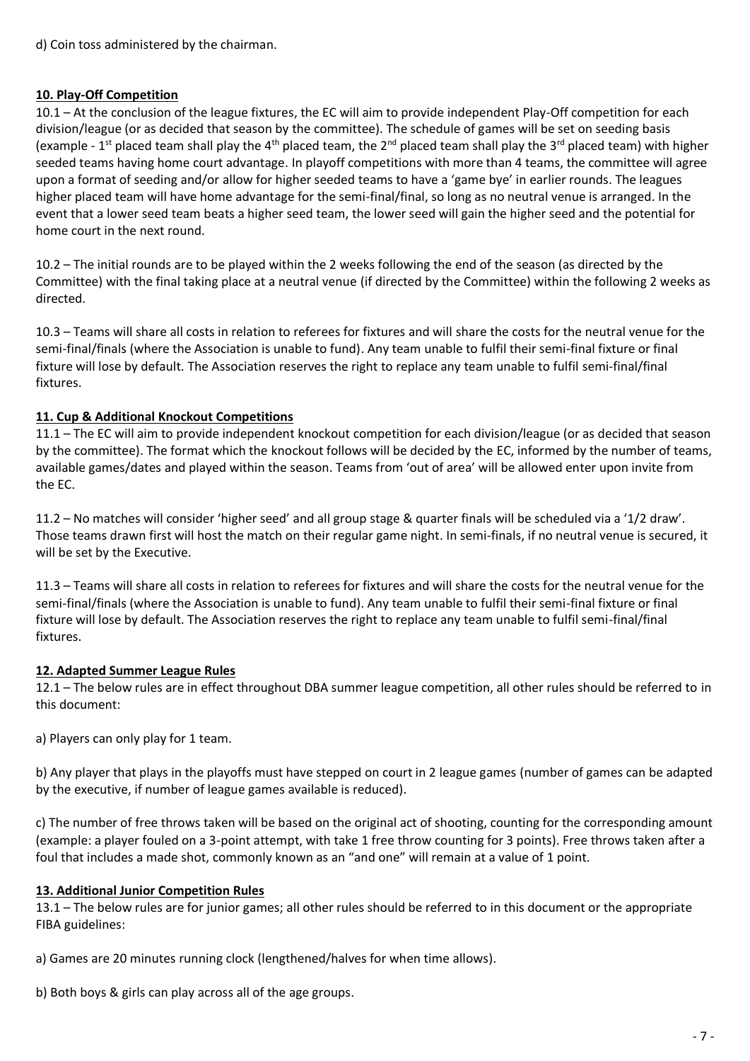d) Coin toss administered by the chairman.

**10. Play-Off Competition**

10.1 – At the conclusion of the league fixtures, the EC will aim to provide independent Play-Off competition for each division/league (or as decided that season by the committee). The schedule of games will be set on seeding basis (example - 1st placed team shall play the 4th placed team, the 2nd placed team shall play the 3rd placed team) with higher seeded teams having home court advantage. In playoff competitions with more than 4 teams, the committee will agree upon a format of seeding and/or allow for higher seeded teams to have a 'game bye' in earlier rounds. The leagues higher placed team will have home advantage for the semi-final/final, so long as no neutral venue is arranged. In the event that a lower seed team beats a higher seed team, the lower seed will gain the higher seed and the potential for home court in the next round.

10.2 – The initial rounds are to be played within the 2 weeks following the end of the season (as directed by the Committee) with the final taking place at a neutral venue (if directed by the Committee) within the following 2 weeks as directed.

10.3 – Teams will share all costs in relation to referees for fixtures and will share the costs for the neutral venue for the semi-final/finals (where the Association is unable to fund). Any team unable to fulfil their semi-final fixture or final fixture will lose by default. The Association reserves the right to replace any team unable to fulfil semi-final/final fixtures.

**11. Cup & Additional Knockout Competitions**

11.1 – The EC will aim to provide independent knockout competition for each division/league (or as decided that season by the committee). The format which the knockout follows will be decided by the EC, informed by the number of teams, available games/dates and played within the season. Teams from 'out of area' will be allowed enter upon invite from the EC.

11.2 – No matches will consider 'higher seed' and all group stage & quarter finals will be scheduled via a '1/2 draw'. Those teams drawn first will host the match on their regular game night. In semi-finals, if no neutral venue is secured, it will be set by the Executive.

11.3 – Teams will share all costs in relation to referees for fixtures and will share the costs for the neutral venue for the semi-final/finals (where the Association is unable to fund). Any team unable to fulfil their semi-final fixture or final fixture will lose by default. The Association reserves the right to replace any team unable to fulfil semi-final/final fixtures.

**12. Adapted Summer League Rules**

12.1 – The below rules are in effect throughout DBA summer league competition, all other rules should be referred to in this document:

a) Players can only play for 1 team.

b) Any player that plays in the playoffs must have stepped on court in 2 league games (number of games can be adapted by the executive, if number of league games available is reduced).

c) The number of free throws taken will be based on the original act of shooting, counting for the corresponding amount (example: a player fouled on a 3-point attempt, with take 1 free throw counting for 3 points). Free throws taken after a foul that includes a made shot, commonly known as an "and one" will remain at a value of 1 point.

**13. Additional Junior Competition Rules**

13.1 – The below rules are for junior games; all other rules should be referred to in this document or the appropriate FIBA guidelines:

a) Games are 20 minutes running clock (lengthened/halves for when time allows).

b) Both boys & girls can play across all of the age groups.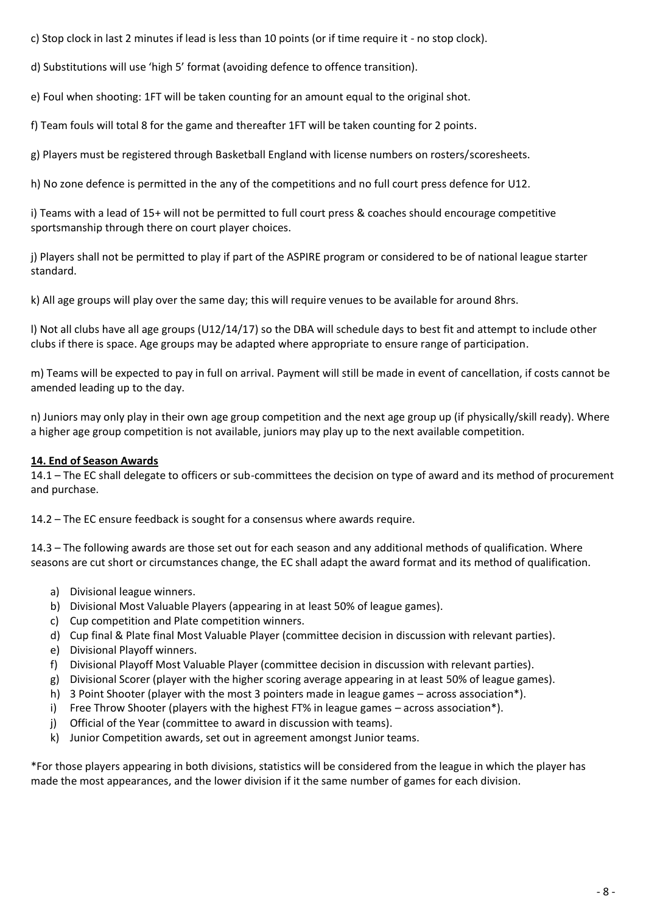c) Stop clock in last 2 minutes if lead is less than 10 points (or if time require it - no stop clock).

d) Substitutions will use 'high 5' format (avoiding defence to offence transition).

e) Foul when shooting: 1FT will be taken counting for an amount equal to the original shot.

f) Team fouls will total 8 for the game and thereafter 1FT will be taken counting for 2 points.

g) Players must be registered through Basketball England with license numbers on rosters/scoresheets.

h) No zone defence is permitted in the any of the competitions and no full court press defence for U12.

i) Teams with a lead of 15+ will not be permitted to full court press & coaches should encourage competitive sportsmanship through there on court player choices.

j) Players shall not be permitted to play if part of the ASPIRE program or considered to be of national league starter standard.

k) All age groups will play over the same day; this will require venues to be available for around 8hrs.

l) Not all clubs have all age groups (U12/14/17) so the DBA will schedule days to best fit and attempt to include other clubs if there is space. Age groups may be adapted where appropriate to ensure range of participation.

m) Teams will be expected to pay in full on arrival. Payment will still be made in event of cancellation, if costs cannot be amended leading up to the day.

n) Juniors may only play in their own age group competition and the next age group up (if physically/skill ready). Where a higher age group competition is not available, juniors may play up to the next available competition.

## 14. End of Season Awards

14.1 – The EC shall delegate to officers or sub-committees the decision on type of award and its method of procurement and purchase.

14.2 – The EC ensure feedback is sought for a consensus where awards require.

14.3 – The following awards are those set out for each season and any additional methods of qualification. Where seasons are cut short or circumstances change, the EC shall adapt the award format and its method of qualification.

a) Divisional league winners.
b) Divisional Most Valuable Players (appearing in at least 50% of league games).
c) Cup competition and Plate competition winners.
d) Cup final & Plate final Most Valuable Player (committee decision in discussion with relevant parties).
e) Divisional Playoff winners.
f) Divisional Playoff Most Valuable Player (committee decision in discussion with relevant parties).
g) Divisional Scorer (player with the higher scoring average appearing in at least 50% of league games).
h) 3 Point Shooter (player with the most 3 pointers made in league games – across association*).
i) Free Throw Shooter (players with the highest FT% in league games – across association*).
j) Official of the Year (committee to award in discussion with teams).
k) Junior Competition awards, set out in agreement amongst Junior teams.

*For those players appearing in both divisions, statistics will be considered from the league in which the player has made the most appearances, and the lower division if it the same number of games for each division.